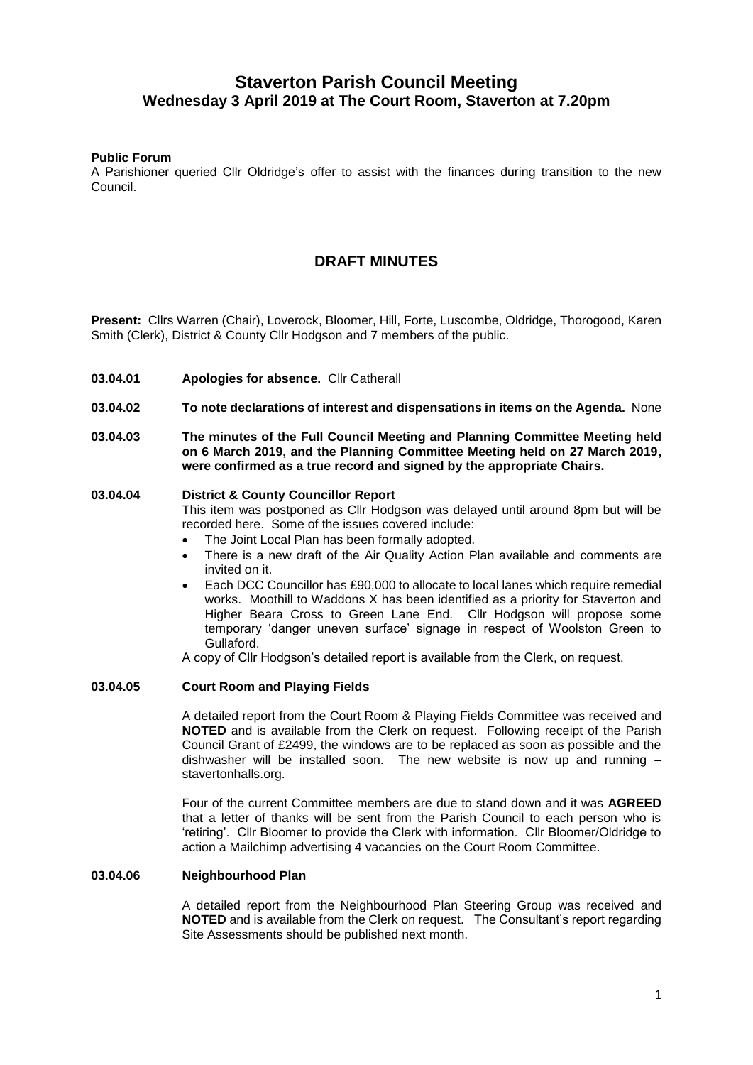# Staverton Parish Council Meeting
## Wednesday 3 April 2019 at The Court Room, Staverton at 7.20pm

**Public Forum**

A Parishioner queried Cllr Oldridge's offer to assist with the finances during transition to the new Council.

## DRAFT MINUTES

**Present:** Cllrs Warren (Chair), Loverock, Bloomer, Hill, Forte, Luscombe, Oldridge, Thorogood, Karen Smith (Clerk), District & County Cllr Hodgson and 7 members of the public.

**03.04.01 Apologies for absence.** Cllr Catherall

**03.04.02 To note declarations of interest and dispensations in items on the Agenda.** None

**03.04.03 The minutes of the Full Council Meeting and Planning Committee Meeting held on 6 March 2019, and the Planning Committee Meeting held on 27 March 2019, were confirmed as a true record and signed by the appropriate Chairs.**

**03.04.04 District & County Councillor Report**

This item was postponed as Cllr Hodgson was delayed until around 8pm but will be recorded here. Some of the issues covered include:

- The Joint Local Plan has been formally adopted.
- There is a new draft of the Air Quality Action Plan available and comments are invited on it.
- Each DCC Councillor has £90,000 to allocate to local lanes which require remedial works. Moothill to Waddons X has been identified as a priority for Staverton and Higher Beara Cross to Green Lane End. Cllr Hodgson will propose some temporary 'danger uneven surface' signage in respect of Woolston Green to Gullaford.

A copy of Cllr Hodgson's detailed report is available from the Clerk, on request.

**03.04.05 Court Room and Playing Fields**

A detailed report from the Court Room & Playing Fields Committee was received and **NOTED** and is available from the Clerk on request. Following receipt of the Parish Council Grant of £2499, the windows are to be replaced as soon as possible and the dishwasher will be installed soon. The new website is now up and running – stavertonhalls.org.

Four of the current Committee members are due to stand down and it was **AGREED** that a letter of thanks will be sent from the Parish Council to each person who is 'retiring'. Cllr Bloomer to provide the Clerk with information. Cllr Bloomer/Oldridge to action a Mailchimp advertising 4 vacancies on the Court Room Committee.

**03.04.06 Neighbourhood Plan**

A detailed report from the Neighbourhood Plan Steering Group was received and **NOTED** and is available from the Clerk on request. The Consultant's report regarding Site Assessments should be published next month.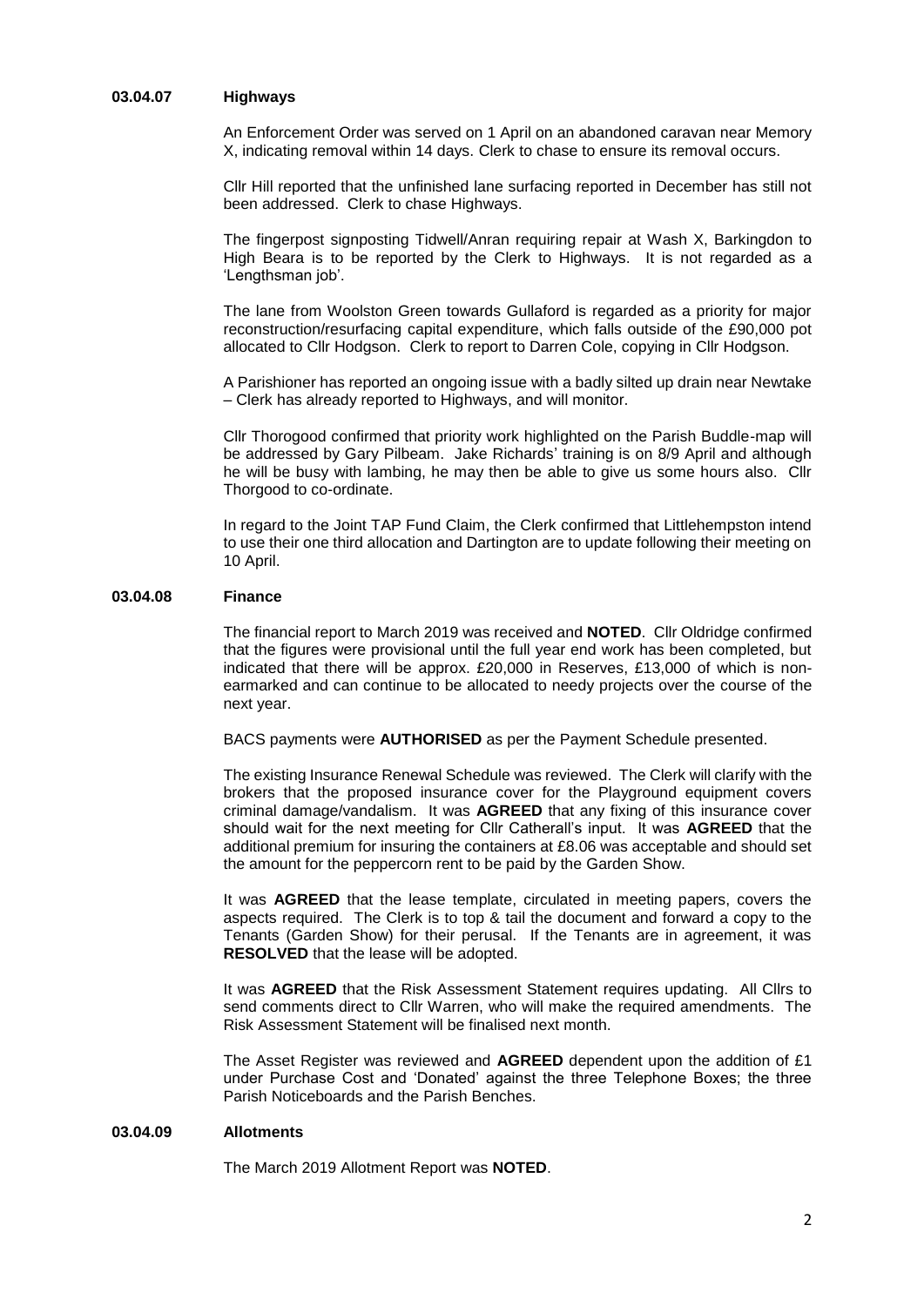**03.04.07 Highways**

An Enforcement Order was served on 1 April on an abandoned caravan near Memory X, indicating removal within 14 days. Clerk to chase to ensure its removal occurs.

Cllr Hill reported that the unfinished lane surfacing reported in December has still not been addressed. Clerk to chase Highways.

The fingerpost signposting Tidwell/Anran requiring repair at Wash X, Barkingdon to High Beara is to be reported by the Clerk to Highways. It is not regarded as a 'Lengthsman job'.

The lane from Woolston Green towards Gullaford is regarded as a priority for major reconstruction/resurfacing capital expenditure, which falls outside of the £90,000 pot allocated to Cllr Hodgson. Clerk to report to Darren Cole, copying in Cllr Hodgson.

A Parishioner has reported an ongoing issue with a badly silted up drain near Newtake – Clerk has already reported to Highways, and will monitor.

Cllr Thorogood confirmed that priority work highlighted on the Parish Buddle-map will be addressed by Gary Pilbeam. Jake Richards' training is on 8/9 April and although he will be busy with lambing, he may then be able to give us some hours also. Cllr Thorgood to co-ordinate.

In regard to the Joint TAP Fund Claim, the Clerk confirmed that Littlehempston intend to use their one third allocation and Dartington are to update following their meeting on 10 April.

**03.04.08 Finance**

The financial report to March 2019 was received and **NOTED**. Cllr Oldridge confirmed that the figures were provisional until the full year end work has been completed, but indicated that there will be approx. £20,000 in Reserves, £13,000 of which is non-earmarked and can continue to be allocated to needy projects over the course of the next year.

BACS payments were **AUTHORISED** as per the Payment Schedule presented.

The existing Insurance Renewal Schedule was reviewed. The Clerk will clarify with the brokers that the proposed insurance cover for the Playground equipment covers criminal damage/vandalism. It was **AGREED** that any fixing of this insurance cover should wait for the next meeting for Cllr Catherall's input. It was **AGREED** that the additional premium for insuring the containers at £8.06 was acceptable and should set the amount for the peppercorn rent to be paid by the Garden Show.

It was **AGREED** that the lease template, circulated in meeting papers, covers the aspects required. The Clerk is to top & tail the document and forward a copy to the Tenants (Garden Show) for their perusal. If the Tenants are in agreement, it was **RESOLVED** that the lease will be adopted.

It was **AGREED** that the Risk Assessment Statement requires updating. All Cllrs to send comments direct to Cllr Warren, who will make the required amendments. The Risk Assessment Statement will be finalised next month.

The Asset Register was reviewed and **AGREED** dependent upon the addition of £1 under Purchase Cost and 'Donated' against the three Telephone Boxes; the three Parish Noticeboards and the Parish Benches.

**03.04.09 Allotments**

The March 2019 Allotment Report was **NOTED**.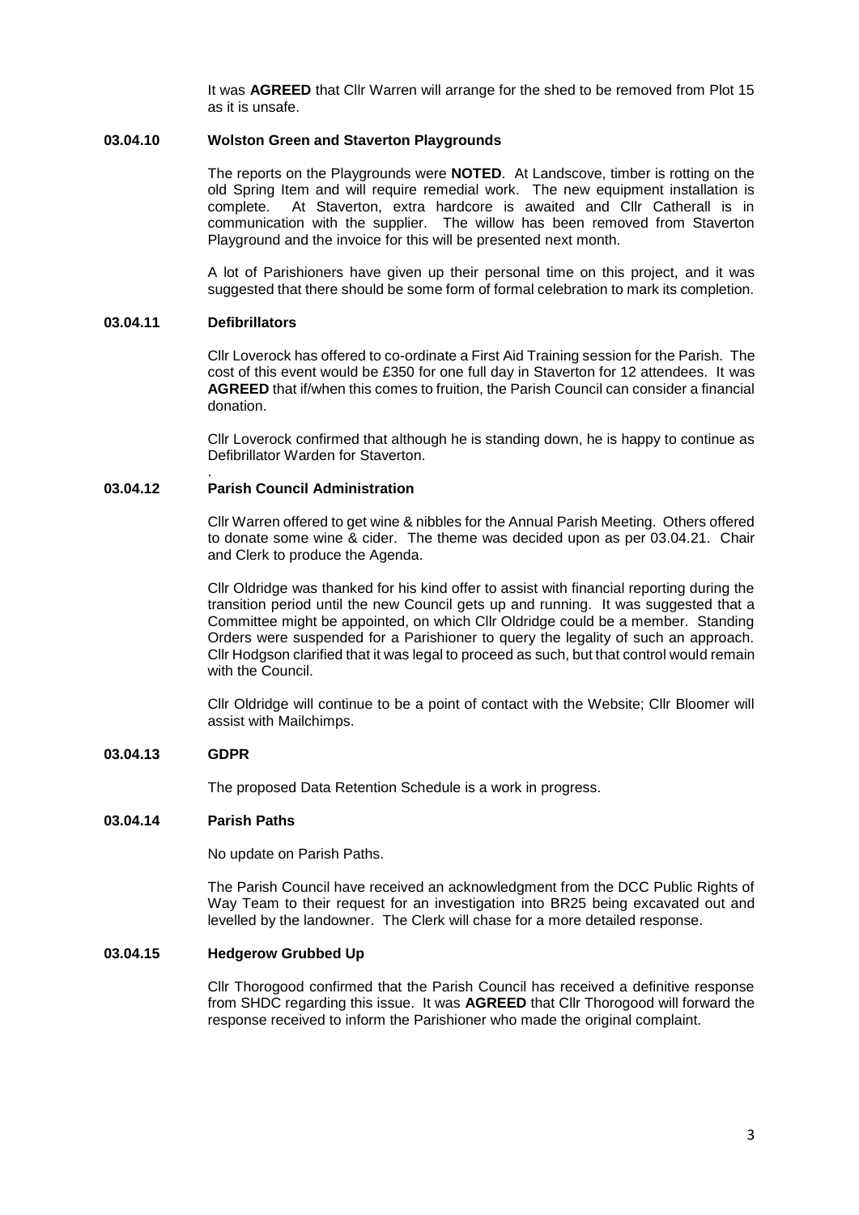It was **AGREED** that Cllr Warren will arrange for the shed to be removed from Plot 15 as it is unsafe.

### 03.04.10 Wolston Green and Staverton Playgrounds

The reports on the Playgrounds were **NOTED**. At Landscove, timber is rotting on the old Spring Item and will require remedial work. The new equipment installation is complete. At Staverton, extra hardcore is awaited and Cllr Catherall is in communication with the supplier. The willow has been removed from Staverton Playground and the invoice for this will be presented next month.

A lot of Parishioners have given up their personal time on this project, and it was suggested that there should be some form of formal celebration to mark its completion.

### 03.04.11 Defibrillators

Cllr Loverock has offered to co-ordinate a First Aid Training session for the Parish. The cost of this event would be £350 for one full day in Staverton for 12 attendees. It was **AGREED** that if/when this comes to fruition, the Parish Council can consider a financial donation.

Cllr Loverock confirmed that although he is standing down, he is happy to continue as Defibrillator Warden for Staverton.

### 03.04.12 Parish Council Administration

Cllr Warren offered to get wine & nibbles for the Annual Parish Meeting. Others offered to donate some wine & cider. The theme was decided upon as per 03.04.21. Chair and Clerk to produce the Agenda.

Cllr Oldridge was thanked for his kind offer to assist with financial reporting during the transition period until the new Council gets up and running. It was suggested that a Committee might be appointed, on which Cllr Oldridge could be a member. Standing Orders were suspended for a Parishioner to query the legality of such an approach. Cllr Hodgson clarified that it was legal to proceed as such, but that control would remain with the Council.

Cllr Oldridge will continue to be a point of contact with the Website; Cllr Bloomer will assist with Mailchimps.

### 03.04.13 GDPR

The proposed Data Retention Schedule is a work in progress.

### 03.04.14 Parish Paths

No update on Parish Paths.

The Parish Council have received an acknowledgment from the DCC Public Rights of Way Team to their request for an investigation into BR25 being excavated out and levelled by the landowner. The Clerk will chase for a more detailed response.

### 03.04.15 Hedgerow Grubbed Up

Cllr Thorogood confirmed that the Parish Council has received a definitive response from SHDC regarding this issue. It was **AGREED** that Cllr Thorogood will forward the response received to inform the Parishioner who made the original complaint.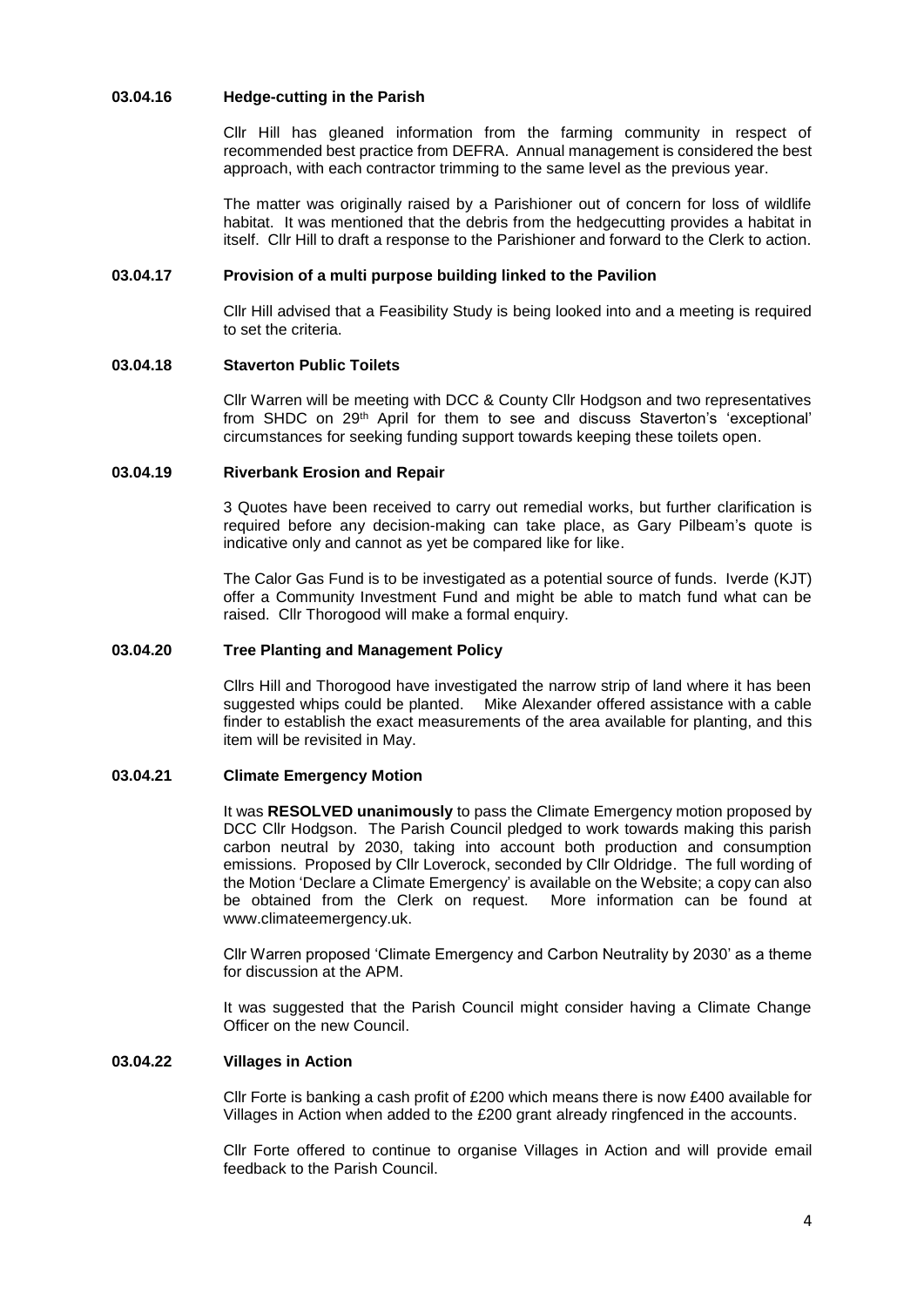### 03.04.16 Hedge-cutting in the Parish

Cllr Hill has gleaned information from the farming community in respect of recommended best practice from DEFRA. Annual management is considered the best approach, with each contractor trimming to the same level as the previous year.

The matter was originally raised by a Parishioner out of concern for loss of wildlife habitat. It was mentioned that the debris from the hedgecutting provides a habitat in itself. Cllr Hill to draft a response to the Parishioner and forward to the Clerk to action.

### 03.04.17 Provision of a multi purpose building linked to the Pavilion

Cllr Hill advised that a Feasibility Study is being looked into and a meeting is required to set the criteria.

### 03.04.18 Staverton Public Toilets

Cllr Warren will be meeting with DCC & County Cllr Hodgson and two representatives from SHDC on 29th April for them to see and discuss Staverton's 'exceptional' circumstances for seeking funding support towards keeping these toilets open.

### 03.04.19 Riverbank Erosion and Repair

3 Quotes have been received to carry out remedial works, but further clarification is required before any decision-making can take place, as Gary Pilbeam's quote is indicative only and cannot as yet be compared like for like.

The Calor Gas Fund is to be investigated as a potential source of funds. Iverde (KJT) offer a Community Investment Fund and might be able to match fund what can be raised. Cllr Thorogood will make a formal enquiry.

### 03.04.20 Tree Planting and Management Policy

Cllrs Hill and Thorogood have investigated the narrow strip of land where it has been suggested whips could be planted. Mike Alexander offered assistance with a cable finder to establish the exact measurements of the area available for planting, and this item will be revisited in May.

### 03.04.21 Climate Emergency Motion

It was **RESOLVED unanimously** to pass the Climate Emergency motion proposed by DCC Cllr Hodgson. The Parish Council pledged to work towards making this parish carbon neutral by 2030, taking into account both production and consumption emissions. Proposed by Cllr Loverock, seconded by Cllr Oldridge. The full wording of the Motion 'Declare a Climate Emergency' is available on the Website; a copy can also be obtained from the Clerk on request. More information can be found at www.climateemergency.uk.

Cllr Warren proposed 'Climate Emergency and Carbon Neutrality by 2030' as a theme for discussion at the APM.

It was suggested that the Parish Council might consider having a Climate Change Officer on the new Council.

### 03.04.22 Villages in Action

Cllr Forte is banking a cash profit of £200 which means there is now £400 available for Villages in Action when added to the £200 grant already ringfenced in the accounts.

Cllr Forte offered to continue to organise Villages in Action and will provide email feedback to the Parish Council.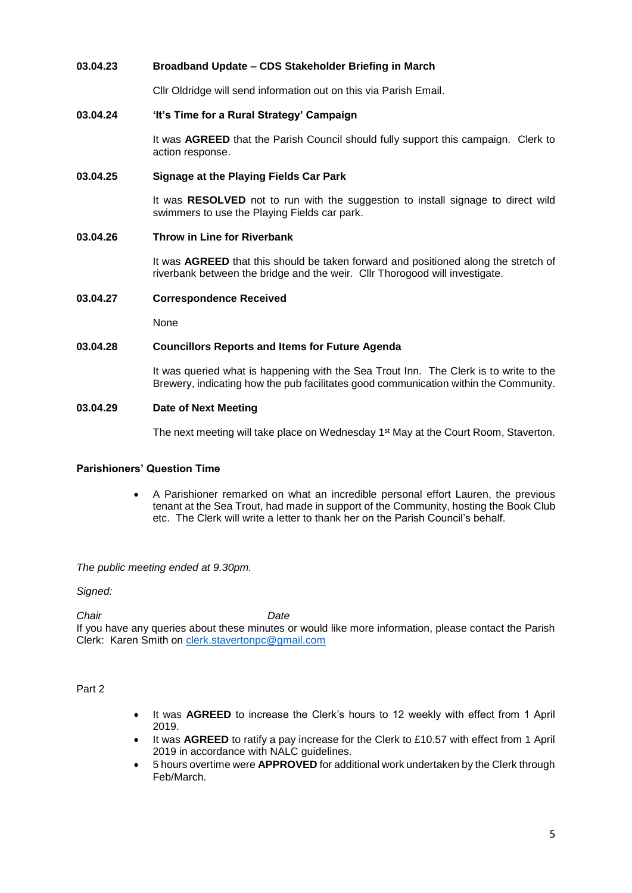**03.04.23 Broadband Update – CDS Stakeholder Briefing in March**

Cllr Oldridge will send information out on this via Parish Email.

**03.04.24 'It's Time for a Rural Strategy' Campaign**

It was **AGREED** that the Parish Council should fully support this campaign. Clerk to action response.

**03.04.25 Signage at the Playing Fields Car Park**

It was **RESOLVED** not to run with the suggestion to install signage to direct wild swimmers to use the Playing Fields car park.

**03.04.26 Throw in Line for Riverbank**

It was **AGREED** that this should be taken forward and positioned along the stretch of riverbank between the bridge and the weir. Cllr Thorogood will investigate.

**03.04.27 Correspondence Received**

None

**03.04.28 Councillors Reports and Items for Future Agenda**

It was queried what is happening with the Sea Trout Inn. The Clerk is to write to the Brewery, indicating how the pub facilitates good communication within the Community.

**03.04.29 Date of Next Meeting**

The next meeting will take place on Wednesday 1st May at the Court Room, Staverton.

**Parishioners' Question Time**

- A Parishioner remarked on what an incredible personal effort Lauren, the previous tenant at the Sea Trout, had made in support of the Community, hosting the Book Club etc. The Clerk will write a letter to thank her on the Parish Council's behalf.

*The public meeting ended at 9.30pm.*

*Signed:*

*Chair* *Date*

If you have any queries about these minutes or would like more information, please contact the Parish Clerk: Karen Smith on clerk.stavertonpc@gmail.com

Part 2

- It was **AGREED** to increase the Clerk's hours to 12 weekly with effect from 1 April 2019.
- It was **AGREED** to ratify a pay increase for the Clerk to £10.57 with effect from 1 April 2019 in accordance with NALC guidelines.
- 5 hours overtime were **APPROVED** for additional work undertaken by the Clerk through Feb/March.